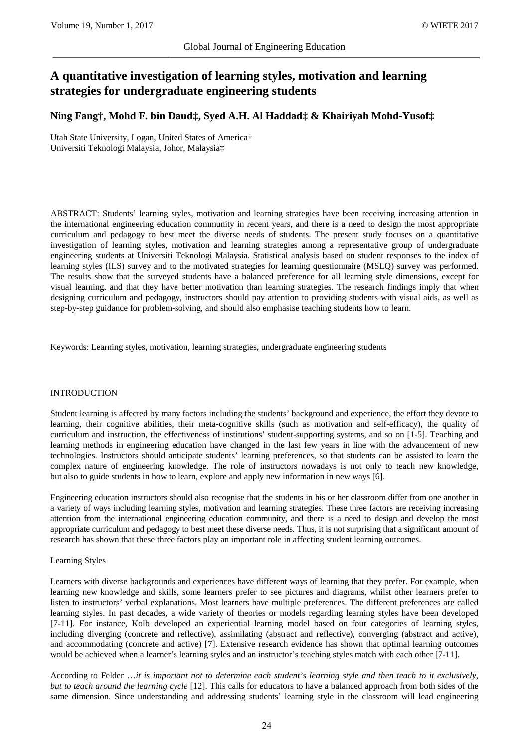# A quantitative investigation of learning styles, motivation and learning strategies for undergraduate engineering students

**Ning Fang†, Mohd F. bin Daud‡, Syed A.H. Al Haddad‡ & Khairiyah Mohd-Yusof‡**

Utah State University, Logan, United States of America†
Universiti Teknologi Malaysia, Johor, Malaysia‡

ABSTRACT: Students' learning styles, motivation and learning strategies have been receiving increasing attention in the international engineering education community in recent years, and there is a need to design the most appropriate curriculum and pedagogy to best meet the diverse needs of students. The present study focuses on a quantitative investigation of learning styles, motivation and learning strategies among a representative group of undergraduate engineering students at Universiti Teknologi Malaysia. Statistical analysis based on student responses to the index of learning styles (ILS) survey and to the motivated strategies for learning questionnaire (MSLQ) survey was performed. The results show that the surveyed students have a balanced preference for all learning style dimensions, except for visual learning, and that they have better motivation than learning strategies. The research findings imply that when designing curriculum and pedagogy, instructors should pay attention to providing students with visual aids, as well as step-by-step guidance for problem-solving, and should also emphasise teaching students how to learn.

Keywords: Learning styles, motivation, learning strategies, undergraduate engineering students

## INTRODUCTION

Student learning is affected by many factors including the students' background and experience, the effort they devote to learning, their cognitive abilities, their meta-cognitive skills (such as motivation and self-efficacy), the quality of curriculum and instruction, the effectiveness of institutions' student-supporting systems, and so on [1-5]. Teaching and learning methods in engineering education have changed in the last few years in line with the advancement of new technologies. Instructors should anticipate students' learning preferences, so that students can be assisted to learn the complex nature of engineering knowledge. The role of instructors nowadays is not only to teach new knowledge, but also to guide students in how to learn, explore and apply new information in new ways [6].

Engineering education instructors should also recognise that the students in his or her classroom differ from one another in a variety of ways including learning styles, motivation and learning strategies. These three factors are receiving increasing attention from the international engineering education community, and there is a need to design and develop the most appropriate curriculum and pedagogy to best meet these diverse needs. Thus, it is not surprising that a significant amount of research has shown that these three factors play an important role in affecting student learning outcomes.

### Learning Styles

Learners with diverse backgrounds and experiences have different ways of learning that they prefer. For example, when learning new knowledge and skills, some learners prefer to see pictures and diagrams, whilst other learners prefer to listen to instructors' verbal explanations. Most learners have multiple preferences. The different preferences are called learning styles. In past decades, a wide variety of theories or models regarding learning styles have been developed [7-11]. For instance, Kolb developed an experiential learning model based on four categories of learning styles, including diverging (concrete and reflective), assimilating (abstract and reflective), converging (abstract and active), and accommodating (concrete and active) [7]. Extensive research evidence has shown that optimal learning outcomes would be achieved when a learner's learning styles and an instructor's teaching styles match with each other [7-11].

According to Felder …*it is important not to determine each student's learning style and then teach to it exclusively, but to teach around the learning cycle* [12]. This calls for educators to have a balanced approach from both sides of the same dimension. Since understanding and addressing students' learning style in the classroom will lead engineering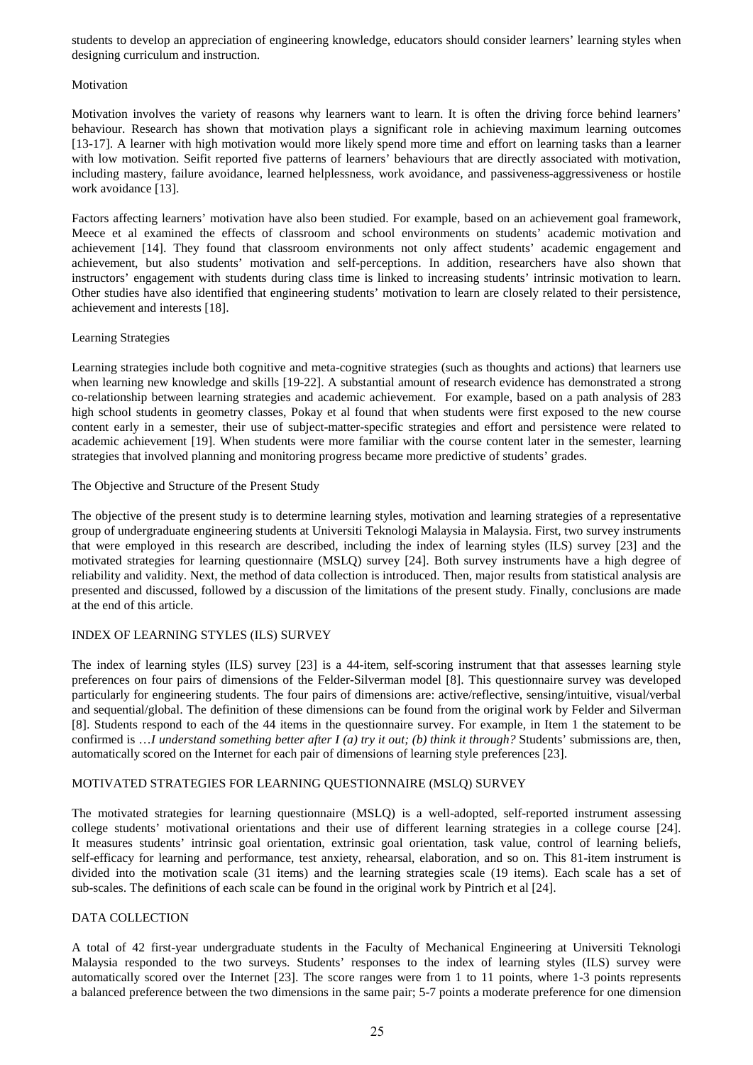students to develop an appreciation of engineering knowledge, educators should consider learners' learning styles when designing curriculum and instruction.

### Motivation

Motivation involves the variety of reasons why learners want to learn. It is often the driving force behind learners' behaviour. Research has shown that motivation plays a significant role in achieving maximum learning outcomes [13-17]. A learner with high motivation would more likely spend more time and effort on learning tasks than a learner with low motivation. Seifit reported five patterns of learners' behaviours that are directly associated with motivation, including mastery, failure avoidance, learned helplessness, work avoidance, and passiveness-aggressiveness or hostile work avoidance [13].

Factors affecting learners' motivation have also been studied. For example, based on an achievement goal framework, Meece et al examined the effects of classroom and school environments on students' academic motivation and achievement [14]. They found that classroom environments not only affect students' academic engagement and achievement, but also students' motivation and self-perceptions. In addition, researchers have also shown that instructors' engagement with students during class time is linked to increasing students' intrinsic motivation to learn. Other studies have also identified that engineering students' motivation to learn are closely related to their persistence, achievement and interests [18].

### Learning Strategies

Learning strategies include both cognitive and meta-cognitive strategies (such as thoughts and actions) that learners use when learning new knowledge and skills [19-22]. A substantial amount of research evidence has demonstrated a strong co-relationship between learning strategies and academic achievement. For example, based on a path analysis of 283 high school students in geometry classes, Pokay et al found that when students were first exposed to the new course content early in a semester, their use of subject-matter-specific strategies and effort and persistence were related to academic achievement [19]. When students were more familiar with the course content later in the semester, learning strategies that involved planning and monitoring progress became more predictive of students' grades.

### The Objective and Structure of the Present Study

The objective of the present study is to determine learning styles, motivation and learning strategies of a representative group of undergraduate engineering students at Universiti Teknologi Malaysia in Malaysia. First, two survey instruments that were employed in this research are described, including the index of learning styles (ILS) survey [23] and the motivated strategies for learning questionnaire (MSLQ) survey [24]. Both survey instruments have a high degree of reliability and validity. Next, the method of data collection is introduced. Then, major results from statistical analysis are presented and discussed, followed by a discussion of the limitations of the present study. Finally, conclusions are made at the end of this article.

## INDEX OF LEARNING STYLES (ILS) SURVEY

The index of learning styles (ILS) survey [23] is a 44-item, self-scoring instrument that that assesses learning style preferences on four pairs of dimensions of the Felder-Silverman model [8]. This questionnaire survey was developed particularly for engineering students. The four pairs of dimensions are: active/reflective, sensing/intuitive, visual/verbal and sequential/global. The definition of these dimensions can be found from the original work by Felder and Silverman [8]. Students respond to each of the 44 items in the questionnaire survey. For example, in Item 1 the statement to be confirmed is …*I understand something better after I (a) try it out; (b) think it through?* Students' submissions are, then, automatically scored on the Internet for each pair of dimensions of learning style preferences [23].

## MOTIVATED STRATEGIES FOR LEARNING QUESTIONNAIRE (MSLQ) SURVEY

The motivated strategies for learning questionnaire (MSLQ) is a well-adopted, self-reported instrument assessing college students' motivational orientations and their use of different learning strategies in a college course [24]. It measures students' intrinsic goal orientation, extrinsic goal orientation, task value, control of learning beliefs, self-efficacy for learning and performance, test anxiety, rehearsal, elaboration, and so on. This 81-item instrument is divided into the motivation scale (31 items) and the learning strategies scale (19 items). Each scale has a set of sub-scales. The definitions of each scale can be found in the original work by Pintrich et al [24].

## DATA COLLECTION

A total of 42 first-year undergraduate students in the Faculty of Mechanical Engineering at Universiti Teknologi Malaysia responded to the two surveys. Students' responses to the index of learning styles (ILS) survey were automatically scored over the Internet [23]. The score ranges were from 1 to 11 points, where 1-3 points represents a balanced preference between the two dimensions in the same pair; 5-7 points a moderate preference for one dimension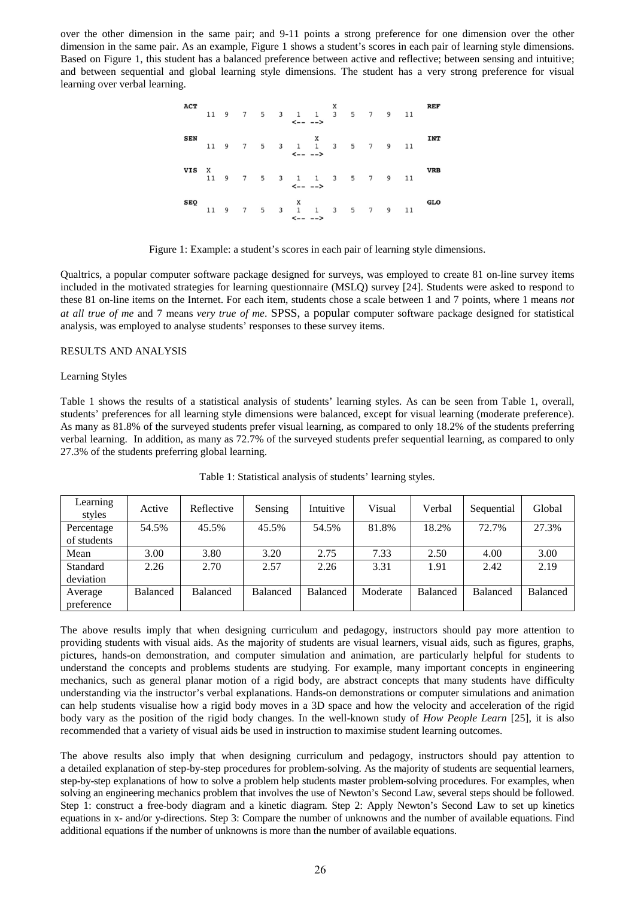over the other dimension in the same pair; and 9-11 points a strong preference for one dimension over the other dimension in the same pair. As an example, Figure 1 shows a student's scores in each pair of learning style dimensions. Based on Figure 1, this student has a balanced preference between active and reflective; between sensing and intuitive; and between sequential and global learning style dimensions. The student has a very strong preference for visual learning over verbal learning.

```
ACT                                   X                     REF
     11   9   7   5   3   1    1   3   5   7   9   11
                          <--  -->

SEN                                X                        INT
     11   9   7   5   3   1    1   3   5   7   9   11
                          <--  -->

VIS  X                                                      VRB
     11   9   7   5   3   1    1   3   5   7   9   11
                          <--  -->

SEQ                       X                                 GLO
     11   9   7   5   3   1    1   3   5   7   9   11
                          <--  -->
```

Figure 1: Example: a student's scores in each pair of learning style dimensions.

Qualtrics, a popular computer software package designed for surveys, was employed to create 81 on-line survey items included in the motivated strategies for learning questionnaire (MSLQ) survey [24]. Students were asked to respond to these 81 on-line items on the Internet. For each item, students chose a scale between 1 and 7 points, where 1 means *not at all true of me* and 7 means *very true of me*. SPSS, a popular computer software package designed for statistical analysis, was employed to analyse students' responses to these survey items.

## RESULTS AND ANALYSIS

### Learning Styles

Table 1 shows the results of a statistical analysis of students' learning styles. As can be seen from Table 1, overall, students' preferences for all learning style dimensions were balanced, except for visual learning (moderate preference). As many as 81.8% of the surveyed students prefer visual learning, as compared to only 18.2% of the students preferring verbal learning. In addition, as many as 72.7% of the surveyed students prefer sequential learning, as compared to only 27.3% of the students preferring global learning.

Table 1: Statistical analysis of students' learning styles.

| Learning styles | Active | Reflective | Sensing | Intuitive | Visual | Verbal | Sequential | Global |
|---|---|---|---|---|---|---|---|---|
| Percentage of students | 54.5% | 45.5% | 45.5% | 54.5% | 81.8% | 18.2% | 72.7% | 27.3% |
| Mean | 3.00 | 3.80 | 3.20 | 2.75 | 7.33 | 2.50 | 4.00 | 3.00 |
| Standard deviation | 2.26 | 2.70 | 2.57 | 2.26 | 3.31 | 1.91 | 2.42 | 2.19 |
| Average preference | Balanced | Balanced | Balanced | Balanced | Moderate | Balanced | Balanced | Balanced |

The above results imply that when designing curriculum and pedagogy, instructors should pay more attention to providing students with visual aids. As the majority of students are visual learners, visual aids, such as figures, graphs, pictures, hands-on demonstration, and computer simulation and animation, are particularly helpful for students to understand the concepts and problems students are studying. For example, many important concepts in engineering mechanics, such as general planar motion of a rigid body, are abstract concepts that many students have difficulty understanding via the instructor's verbal explanations. Hands-on demonstrations or computer simulations and animation can help students visualise how a rigid body moves in a 3D space and how the velocity and acceleration of the rigid body vary as the position of the rigid body changes. In the well-known study of *How People Learn* [25], it is also recommended that a variety of visual aids be used in instruction to maximise student learning outcomes.

The above results also imply that when designing curriculum and pedagogy, instructors should pay attention to a detailed explanation of step-by-step procedures for problem-solving. As the majority of students are sequential learners, step-by-step explanations of how to solve a problem help students master problem-solving procedures. For examples, when solving an engineering mechanics problem that involves the use of Newton's Second Law, several steps should be followed. Step 1: construct a free-body diagram and a kinetic diagram. Step 2: Apply Newton's Second Law to set up kinetics equations in x- and/or y-directions. Step 3: Compare the number of unknowns and the number of available equations. Find additional equations if the number of unknowns is more than the number of available equations.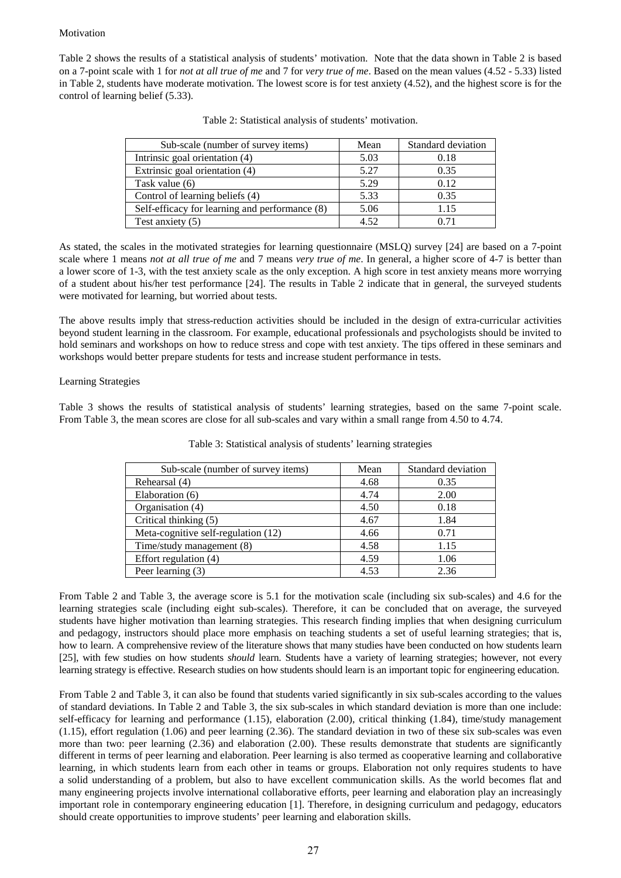Motivation

Table 2 shows the results of a statistical analysis of students' motivation. Note that the data shown in Table 2 is based on a 7-point scale with 1 for *not at all true of me* and 7 for *very true of me*. Based on the mean values (4.52 - 5.33) listed in Table 2, students have moderate motivation. The lowest score is for test anxiety (4.52), and the highest score is for the control of learning belief (5.33).

Table 2: Statistical analysis of students' motivation.

| Sub-scale (number of survey items) | Mean | Standard deviation |
| --- | --- | --- |
| Intrinsic goal orientation (4) | 5.03 | 0.18 |
| Extrinsic goal orientation (4) | 5.27 | 0.35 |
| Task value (6) | 5.29 | 0.12 |
| Control of learning beliefs (4) | 5.33 | 0.35 |
| Self-efficacy for learning and performance (8) | 5.06 | 1.15 |
| Test anxiety (5) | 4.52 | 0.71 |

As stated, the scales in the motivated strategies for learning questionnaire (MSLQ) survey [24] are based on a 7-point scale where 1 means *not at all true of me* and 7 means *very true of me*. In general, a higher score of 4-7 is better than a lower score of 1-3, with the test anxiety scale as the only exception. A high score in test anxiety means more worrying of a student about his/her test performance [24]. The results in Table 2 indicate that in general, the surveyed students were motivated for learning, but worried about tests.

The above results imply that stress-reduction activities should be included in the design of extra-curricular activities beyond student learning in the classroom. For example, educational professionals and psychologists should be invited to hold seminars and workshops on how to reduce stress and cope with test anxiety. The tips offered in these seminars and workshops would better prepare students for tests and increase student performance in tests.

Learning Strategies

Table 3 shows the results of statistical analysis of students' learning strategies, based on the same 7-point scale. From Table 3, the mean scores are close for all sub-scales and vary within a small range from 4.50 to 4.74.

Table 3: Statistical analysis of students' learning strategies

| Sub-scale (number of survey items) | Mean | Standard deviation |
| --- | --- | --- |
| Rehearsal (4) | 4.68 | 0.35 |
| Elaboration (6) | 4.74 | 2.00 |
| Organisation (4) | 4.50 | 0.18 |
| Critical thinking (5) | 4.67 | 1.84 |
| Meta-cognitive self-regulation (12) | 4.66 | 0.71 |
| Time/study management (8) | 4.58 | 1.15 |
| Effort regulation (4) | 4.59 | 1.06 |
| Peer learning (3) | 4.53 | 2.36 |

From Table 2 and Table 3, the average score is 5.1 for the motivation scale (including six sub-scales) and 4.6 for the learning strategies scale (including eight sub-scales). Therefore, it can be concluded that on average, the surveyed students have higher motivation than learning strategies. This research finding implies that when designing curriculum and pedagogy, instructors should place more emphasis on teaching students a set of useful learning strategies; that is, how to learn. A comprehensive review of the literature shows that many studies have been conducted on how students learn [25], with few studies on how students *should* learn. Students have a variety of learning strategies; however, not every learning strategy is effective. Research studies on how students should learn is an important topic for engineering education.

From Table 2 and Table 3, it can also be found that students varied significantly in six sub-scales according to the values of standard deviations. In Table 2 and Table 3, the six sub-scales in which standard deviation is more than one include: self-efficacy for learning and performance (1.15), elaboration (2.00), critical thinking (1.84), time/study management (1.15), effort regulation (1.06) and peer learning (2.36). The standard deviation in two of these six sub-scales was even more than two: peer learning (2.36) and elaboration (2.00). These results demonstrate that students are significantly different in terms of peer learning and elaboration. Peer learning is also termed as cooperative learning and collaborative learning, in which students learn from each other in teams or groups. Elaboration not only requires students to have a solid understanding of a problem, but also to have excellent communication skills. As the world becomes flat and many engineering projects involve international collaborative efforts, peer learning and elaboration play an increasingly important role in contemporary engineering education [1]. Therefore, in designing curriculum and pedagogy, educators should create opportunities to improve students' peer learning and elaboration skills.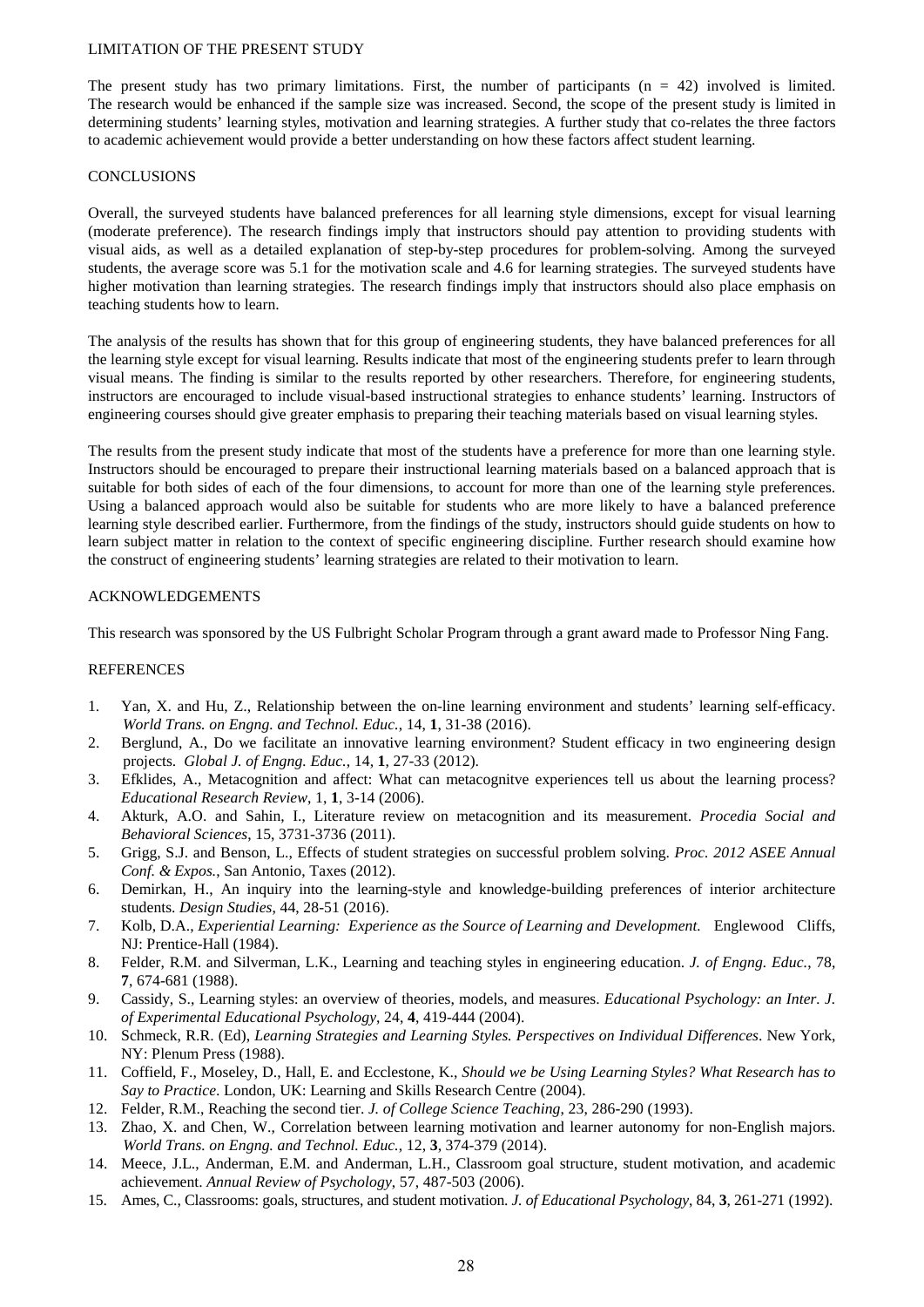## LIMITATION OF THE PRESENT STUDY

The present study has two primary limitations. First, the number of participants (n = 42) involved is limited. The research would be enhanced if the sample size was increased. Second, the scope of the present study is limited in determining students' learning styles, motivation and learning strategies. A further study that co-relates the three factors to academic achievement would provide a better understanding on how these factors affect student learning.

## CONCLUSIONS

Overall, the surveyed students have balanced preferences for all learning style dimensions, except for visual learning (moderate preference). The research findings imply that instructors should pay attention to providing students with visual aids, as well as a detailed explanation of step-by-step procedures for problem-solving. Among the surveyed students, the average score was 5.1 for the motivation scale and 4.6 for learning strategies. The surveyed students have higher motivation than learning strategies. The research findings imply that instructors should also place emphasis on teaching students how to learn.

The analysis of the results has shown that for this group of engineering students, they have balanced preferences for all the learning style except for visual learning. Results indicate that most of the engineering students prefer to learn through visual means. The finding is similar to the results reported by other researchers. Therefore, for engineering students, instructors are encouraged to include visual-based instructional strategies to enhance students' learning. Instructors of engineering courses should give greater emphasis to preparing their teaching materials based on visual learning styles.

The results from the present study indicate that most of the students have a preference for more than one learning style. Instructors should be encouraged to prepare their instructional learning materials based on a balanced approach that is suitable for both sides of each of the four dimensions, to account for more than one of the learning style preferences. Using a balanced approach would also be suitable for students who are more likely to have a balanced preference learning style described earlier. Furthermore, from the findings of the study, instructors should guide students on how to learn subject matter in relation to the context of specific engineering discipline. Further research should examine how the construct of engineering students' learning strategies are related to their motivation to learn.

## ACKNOWLEDGEMENTS

This research was sponsored by the US Fulbright Scholar Program through a grant award made to Professor Ning Fang.

## REFERENCES

1. Yan, X. and Hu, Z., Relationship between the on-line learning environment and students' learning self-efficacy. *World Trans. on Engng. and Technol. Educ.*, 14, **1**, 31-38 (2016).
2. Berglund, A., Do we facilitate an innovative learning environment? Student efficacy in two engineering design projects. *Global J. of Engng. Educ.*, 14, **1**, 27-33 (2012).
3. Efklides, A., Metacognition and affect: What can metacognitve experiences tell us about the learning process? *Educational Research Review*, 1, **1**, 3-14 (2006).
4. Akturk, A.O. and Sahin, I., Literature review on metacognition and its measurement. *Procedia Social and Behavioral Sciences*, 15, 3731-3736 (2011).
5. Grigg, S.J. and Benson, L., Effects of student strategies on successful problem solving. *Proc. 2012 ASEE Annual Conf. & Expos.*, San Antonio, Taxes (2012).
6. Demirkan, H., An inquiry into the learning-style and knowledge-building preferences of interior architecture students. *Design Studies*, 44, 28-51 (2016).
7. Kolb, D.A., *Experiential Learning: Experience as the Source of Learning and Development.* Englewood Cliffs, NJ: Prentice-Hall (1984).
8. Felder, R.M. and Silverman, L.K., Learning and teaching styles in engineering education. *J. of Engng. Educ.*, 78, **7**, 674-681 (1988).
9. Cassidy, S., Learning styles: an overview of theories, models, and measures. *Educational Psychology: an Inter. J. of Experimental Educational Psychology*, 24, **4**, 419-444 (2004).
10. Schmeck, R.R. (Ed), *Learning Strategies and Learning Styles. Perspectives on Individual Differences*. New York, NY: Plenum Press (1988).
11. Coffield, F., Moseley, D., Hall, E. and Ecclestone, K., *Should we be Using Learning Styles? What Research has to Say to Practice*. London, UK: Learning and Skills Research Centre (2004).
12. Felder, R.M., Reaching the second tier. *J. of College Science Teaching*, 23, 286-290 (1993).
13. Zhao, X. and Chen, W., Correlation between learning motivation and learner autonomy for non-English majors. *World Trans. on Engng. and Technol. Educ.*, 12, **3**, 374-379 (2014).
14. Meece, J.L., Anderman, E.M. and Anderman, L.H., Classroom goal structure, student motivation, and academic achievement. *Annual Review of Psychology*, 57, 487-503 (2006).
15. Ames, C., Classrooms: goals, structures, and student motivation. *J. of Educational Psychology*, 84, **3**, 261-271 (1992).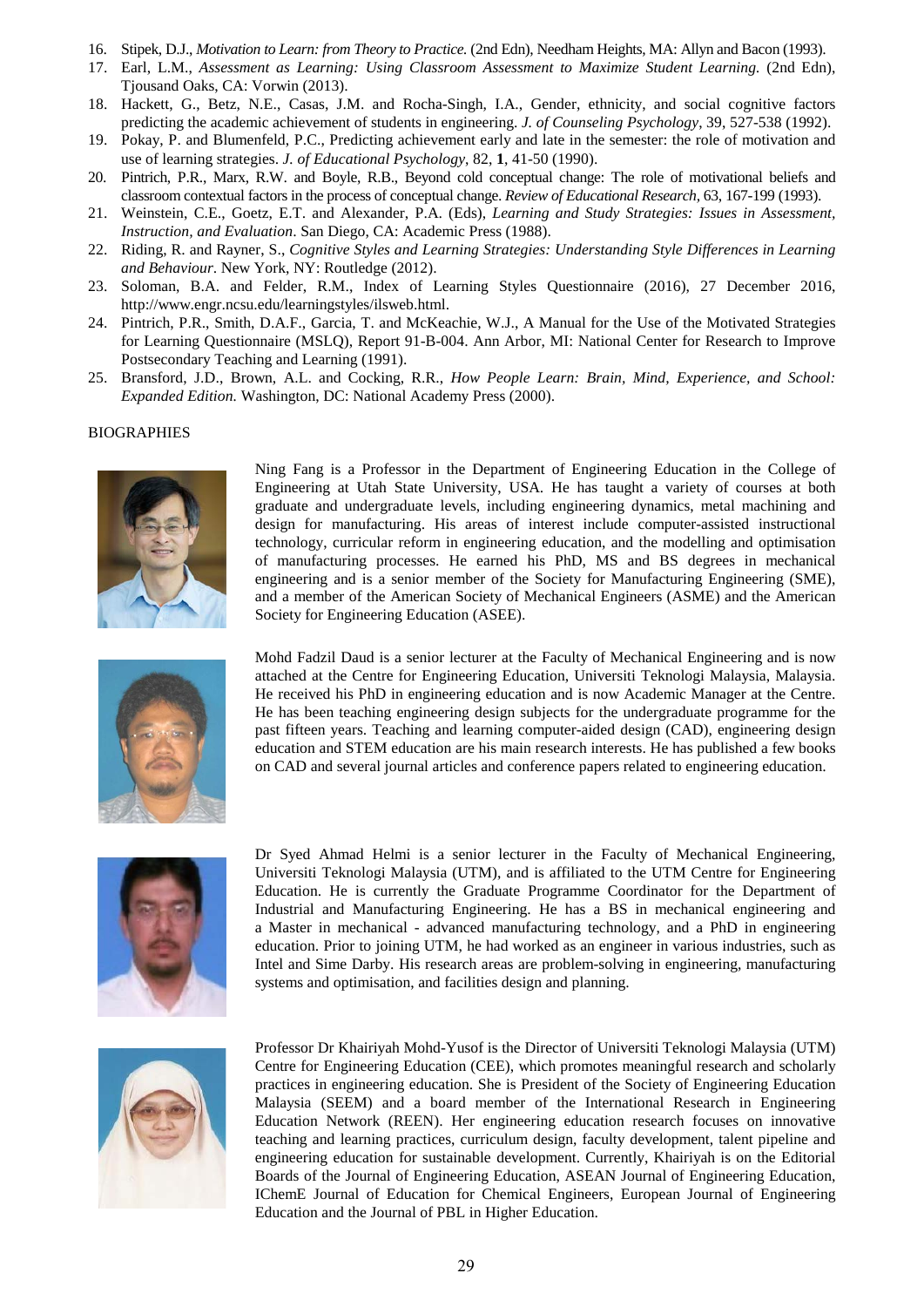16. Stipek, D.J., *Motivation to Learn: from Theory to Practice.* (2nd Edn), Needham Heights, MA: Allyn and Bacon (1993).
17. Earl, L.M., *Assessment as Learning: Using Classroom Assessment to Maximize Student Learning*. (2nd Edn), Tjousand Oaks, CA: Vorwin (2013).
18. Hackett, G., Betz, N.E., Casas, J.M. and Rocha-Singh, I.A., Gender, ethnicity, and social cognitive factors predicting the academic achievement of students in engineering. *J. of Counseling Psychology*, 39, 527-538 (1992).
19. Pokay, P. and Blumenfeld, P.C., Predicting achievement early and late in the semester: the role of motivation and use of learning strategies. *J. of Educational Psychology*, 82, **1**, 41-50 (1990).
20. Pintrich, P.R., Marx, R.W. and Boyle, R.B., Beyond cold conceptual change: The role of motivational beliefs and classroom contextual factors in the process of conceptual change. *Review of Educational Research*, 63, 167-199 (1993).
21. Weinstein, C.E., Goetz, E.T. and Alexander, P.A. (Eds), *Learning and Study Strategies: Issues in Assessment, Instruction, and Evaluation*. San Diego, CA: Academic Press (1988).
22. Riding, R. and Rayner, S., *Cognitive Styles and Learning Strategies: Understanding Style Differences in Learning and Behaviour*. New York, NY: Routledge (2012).
23. Soloman, B.A. and Felder, R.M., Index of Learning Styles Questionnaire (2016), 27 December 2016, http://www.engr.ncsu.edu/learningstyles/ilsweb.html.
24. Pintrich, P.R., Smith, D.A.F., Garcia, T. and McKeachie, W.J., A Manual for the Use of the Motivated Strategies for Learning Questionnaire (MSLQ), Report 91-B-004. Ann Arbor, MI: National Center for Research to Improve Postsecondary Teaching and Learning (1991).
25. Bransford, J.D., Brown, A.L. and Cocking, R.R., *How People Learn: Brain, Mind, Experience, and School: Expanded Edition.* Washington, DC: National Academy Press (2000).

BIOGRAPHIES

Ning Fang is a Professor in the Department of Engineering Education in the College of Engineering at Utah State University, USA. He has taught a variety of courses at both graduate and undergraduate levels, including engineering dynamics, metal machining and design for manufacturing. His areas of interest include computer-assisted instructional technology, curricular reform in engineering education, and the modelling and optimisation of manufacturing processes. He earned his PhD, MS and BS degrees in mechanical engineering and is a senior member of the Society for Manufacturing Engineering (SME), and a member of the American Society of Mechanical Engineers (ASME) and the American Society for Engineering Education (ASEE).

Mohd Fadzil Daud is a senior lecturer at the Faculty of Mechanical Engineering and is now attached at the Centre for Engineering Education, Universiti Teknologi Malaysia, Malaysia. He received his PhD in engineering education and is now Academic Manager at the Centre. He has been teaching engineering design subjects for the undergraduate programme for the past fifteen years. Teaching and learning computer-aided design (CAD), engineering design education and STEM education are his main research interests. He has published a few books on CAD and several journal articles and conference papers related to engineering education.

Dr Syed Ahmad Helmi is a senior lecturer in the Faculty of Mechanical Engineering, Universiti Teknologi Malaysia (UTM), and is affiliated to the UTM Centre for Engineering Education. He is currently the Graduate Programme Coordinator for the Department of Industrial and Manufacturing Engineering. He has a BS in mechanical engineering and a Master in mechanical - advanced manufacturing technology, and a PhD in engineering education. Prior to joining UTM, he had worked as an engineer in various industries, such as Intel and Sime Darby. His research areas are problem-solving in engineering, manufacturing systems and optimisation, and facilities design and planning.

Professor Dr Khairiyah Mohd-Yusof is the Director of Universiti Teknologi Malaysia (UTM) Centre for Engineering Education (CEE), which promotes meaningful research and scholarly practices in engineering education. She is President of the Society of Engineering Education Malaysia (SEEM) and a board member of the International Research in Engineering Education Network (REEN). Her engineering education research focuses on innovative teaching and learning practices, curriculum design, faculty development, talent pipeline and engineering education for sustainable development. Currently, Khairiyah is on the Editorial Boards of the Journal of Engineering Education, ASEAN Journal of Engineering Education, IChemE Journal of Education for Chemical Engineers, European Journal of Engineering Education and the Journal of PBL in Higher Education.